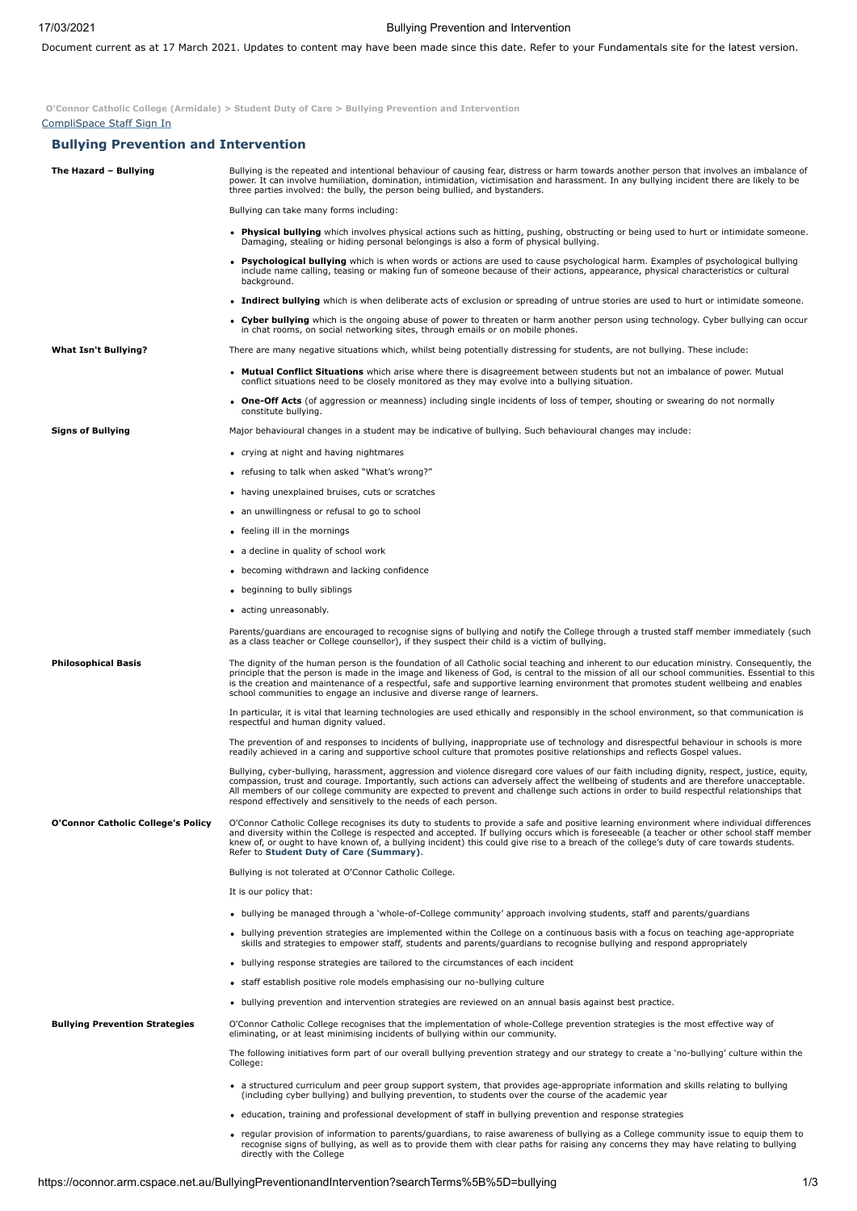Document current as at 17 March 2021. Updates to content may have been made since this date. Refer to your Fundamentals site for the latest version.

**O'Connor Catholic College (Armidale) > Student Duty of Care > Bullying Prevention and Intervention**

CompliSpace Staff Sign In

## Bullying Prevention and Intervention

### The Hazard – Bullying

Bullying is the repeated and intentional behaviour of causing fear, distress or harm towards another person that involves an imbalance of power. It can involve humiliation, domination, intimidation, victimisation and harassment. In any bullying incident there are likely to be three parties involved: the bully, the person being bullied, and bystanders.

Bullying can take many forms including:

- **Physical bullying** which involves physical actions such as hitting, pushing, obstructing or being used to hurt or intimidate someone. Damaging, stealing or hiding personal belongings is also a form of physical bullying.
- **Psychological bullying** which is when words or actions are used to cause psychological harm. Examples of psychological bullying include name calling, teasing or making fun of someone because of their actions, appearance, physical characteristics or cultural background.
- **Indirect bullying** which is when deliberate acts of exclusion or spreading of untrue stories are used to hurt or intimidate someone.
- **Cyber bullying** which is the ongoing abuse of power to threaten or harm another person using technology. Cyber bullying can occur in chat rooms, on social networking sites, through emails or on mobile phones.

### What Isn't Bullying?

There are many negative situations which, whilst being potentially distressing for students, are not bullying. These include:

- **Mutual Conflict Situations** which arise where there is disagreement between students but not an imbalance of power. Mutual conflict situations need to be closely monitored as they may evolve into a bullying situation.
- **One-Off Acts** (of aggression or meanness) including single incidents of loss of temper, shouting or swearing do not normally constitute bullying.

### Signs of Bullying

Major behavioural changes in a student may be indicative of bullying. Such behavioural changes may include:

- crying at night and having nightmares
- refusing to talk when asked "What's wrong?"
- having unexplained bruises, cuts or scratches
- an unwillingness or refusal to go to school
- feeling ill in the mornings
- a decline in quality of school work
- becoming withdrawn and lacking confidence
- beginning to bully siblings
- acting unreasonably.

Parents/guardians are encouraged to recognise signs of bullying and notify the College through a trusted staff member immediately (such as a class teacher or College counsellor), if they suspect their child is a victim of bullying.

### Philosophical Basis

The dignity of the human person is the foundation of all Catholic social teaching and inherent to our education ministry. Consequently, the principle that the person is made in the image and likeness of God, is central to the mission of all our school communities. Essential to this is the creation and maintenance of a respectful, safe and supportive learning environment that promotes student wellbeing and enables school communities to engage an inclusive and diverse range of learners.

In particular, it is vital that learning technologies are used ethically and responsibly in the school environment, so that communication is respectful and human dignity valued.

The prevention of and responses to incidents of bullying, inappropriate use of technology and disrespectful behaviour in schools is more readily achieved in a caring and supportive school culture that promotes positive relationships and reflects Gospel values.

Bullying, cyber-bullying, harassment, aggression and violence disregard core values of our faith including dignity, respect, justice, equity, compassion, trust and courage. Importantly, such actions can adversely affect the wellbeing of students and are therefore unacceptable. All members of our college community are expected to prevent and challenge such actions in order to build respectful relationships that respond effectively and sensitively to the needs of each person.

### O'Connor Catholic College's Policy

O'Connor Catholic College recognises its duty to students to provide a safe and positive learning environment where individual differences and diversity within the College is respected and accepted. If bullying occurs which is foreseeable (a teacher or other school staff member knew of, or ought to have known of, a bullying incident) this could give rise to a breach of the college's duty of care towards students. Refer to **Student Duty of Care (Summary)**.

Bullying is not tolerated at O'Connor Catholic College.

It is our policy that:

- bullying be managed through a 'whole-of-College community' approach involving students, staff and parents/guardians
- bullying prevention strategies are implemented within the College on a continuous basis with a focus on teaching age-appropriate skills and strategies to empower staff, students and parents/guardians to recognise bullying and respond appropriately
- bullying response strategies are tailored to the circumstances of each incident
- staff establish positive role models emphasising our no-bullying culture
- bullying prevention and intervention strategies are reviewed on an annual basis against best practice.

### Bullying Prevention Strategies

O'Connor Catholic College recognises that the implementation of whole-College prevention strategies is the most effective way of eliminating, or at least minimising incidents of bullying within our community.

The following initiatives form part of our overall bullying prevention strategy and our strategy to create a 'no-bullying' culture within the College:

- a structured curriculum and peer group support system, that provides age-appropriate information and skills relating to bullying (including cyber bullying) and bullying prevention, to students over the course of the academic year
- education, training and professional development of staff in bullying prevention and response strategies
- regular provision of information to parents/guardians, to raise awareness of bullying as a College community issue to equip them to recognise signs of bullying, as well as to provide them with clear paths for raising any concerns they may have relating to bullying directly with the College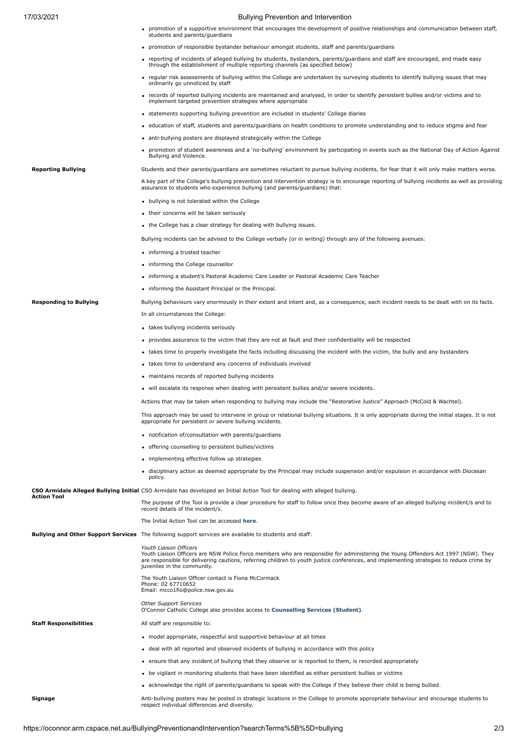- promotion of a supportive environment that encourages the development of positive relationships and communication between staff, students and parents/guardians
- promotion of responsible bystander behaviour amongst students, staff and parents/guardians
- reporting of incidents of alleged bullying by students, bystanders, parents/guardians and staff are encouraged, and made easy through the establishment of multiple reporting channels (as specified below)
- regular risk assessments of bullying within the College are undertaken by surveying students to identify bullying issues that may ordinarily go unnoticed by staff
- records of reported bullying incidents are maintained and analysed, in order to identify persistent bullies and/or victims and to implement targeted prevention strategies where appropriate
- statements supporting bullying prevention are included in students' College diaries
- education of staff, students and parents/guardians on health conditions to promote understanding and to reduce stigma and fear
- anti-bullying posters are displayed strategically within the College
- promotion of student awareness and a 'no-bullying' environment by participating in events such as the National Day of Action Against Bullying and Violence.

## Reporting Bullying

Students and their parents/guardians are sometimes reluctant to pursue bullying incidents, for fear that it will only make matters worse.

A key part of the College's bullying prevention and intervention strategy is to encourage reporting of bullying incidents as well as providing assurance to students who experience bullying (and parents/guardians) that:

- bullying is not tolerated within the College
- their concerns will be taken seriously
- the College has a clear strategy for dealing with bullying issues.

Bullying incidents can be advised to the College verbally (or in writing) through any of the following avenues:

- informing a trusted teacher
- informing the College counsellor
- informing a student's Pastoral Academic Care Leader or Pastoral Academic Care Teacher
- informing the Assistant Principal or the Principal.

## Responding to Bullying

Bullying behaviours vary enormously in their extent and intent and, as a consequence, each incident needs to be dealt with on its facts.

In all circumstances the College:

- takes bullying incidents seriously
- provides assurance to the victim that they are not at fault and their confidentiality will be respected
- takes time to properly investigate the facts including discussing the incident with the victim, the bully and any bystanders
- takes time to understand any concerns of individuals involved
- maintains records of reported bullying incidents
- will escalate its response when dealing with persistent bullies and/or severe incidents.

Actions that may be taken when responding to bullying may include the "Restorative Justice" Approach (McCold & Wachtel).

This approach may be used to intervene in group or relational bullying situations. It is only appropriate during the initial stages. It is not appropriate for persistent or severe bullying incidents.

- notification of/consultation with parents/guardians
- offering counselling to persistent bullies/victims
- implementing effective follow up strategies
- disciplinary action as deemed appropriate by the Principal may include suspension and/or expulsion in accordance with Diocesan policy.

## CSO Armidale Alleged Bullying Initial Action Tool

CSO Armidale has developed an Initial Action Tool for dealing with alleged bullying.

The purpose of the Tool is provide a clear procedure for staff to follow once they become aware of an alleged bullying incident/s and to record details of the incident/s.

The Initial Action Tool can be accessed **here**.

## Bullying and Other Support Services

The following support services are available to students and staff:

*Youth Liaison Officers*
Youth Liaison Officers are NSW Police Force members who are responsible for administering the Young Offenders Act 1997 (NSW). They are responsible for delivering cautions, referring children to youth justice conferences, and implementing strategies to reduce crime by juveniles in the community.

The Youth Liaison Officer contact is Fiona McCormack
Phone: 02 67710652
Email: mcco1fio@police.nsw.gov.au

*Other Support Services*
O'Connor Catholic College also provides access to **Counselling Services (Student)**.

## Staff Responsibilities

All staff are responsible to:

- model appropriate, respectful and supportive behaviour at all times
- deal with all reported and observed incidents of bullying in accordance with this policy
- ensure that any incident of bullying that they observe or is reported to them, is recorded appropriately
- be vigilant in monitoring students that have been identified as either persistent bullies or victims
- acknowledge the right of parents/guardians to speak with the College if they believe their child is being bullied.

## Signage

Anti-bullying posters may be posted in strategic locations in the College to promote appropriate behaviour and encourage students to respect individual differences and diversity.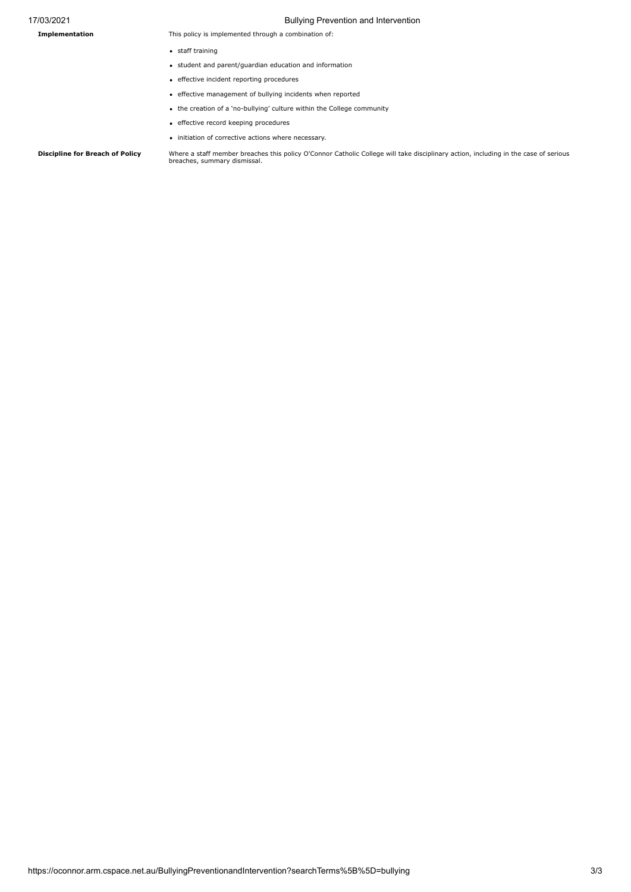**Implementation**

This policy is implemented through a combination of:

- staff training
- student and parent/guardian education and information
- effective incident reporting procedures
- effective management of bullying incidents when reported
- the creation of a 'no-bullying' culture within the College community
- effective record keeping procedures
- initiation of corrective actions where necessary.

**Discipline for Breach of Policy**

Where a staff member breaches this policy O'Connor Catholic College will take disciplinary action, including in the case of serious breaches, summary dismissal.